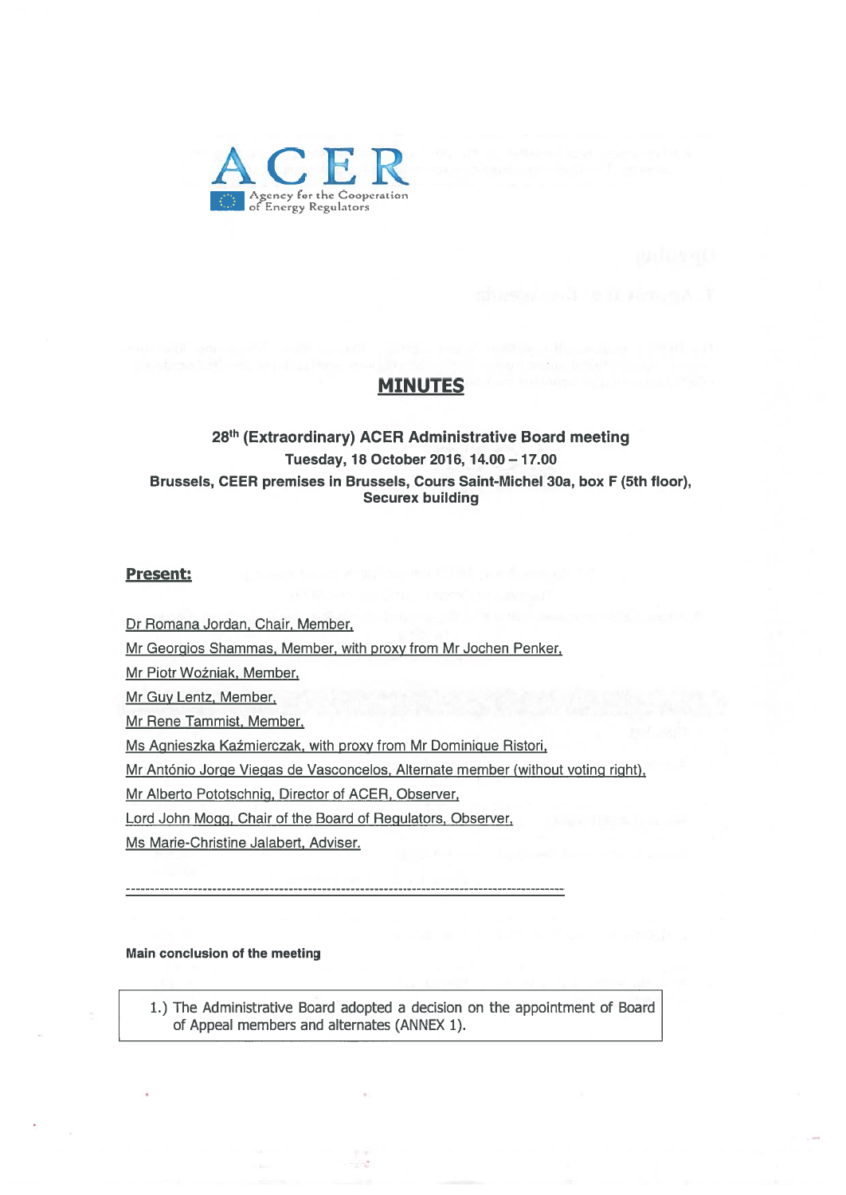ACER

Agency for the Cooperation of Energy Regulators

# MINUTES

**28th (Extraordinary) ACER Administrative Board meeting**

**Tuesday, 18 October 2016, 14.00 – 17.00**

**Brussels, CEER premises in Brussels, Cours Saint-Michel 30a, box F (5th floor), Securex building**

## Present:

Dr Romana Jordan, Chair, Member,

Mr Georgios Shammas, Member, with proxy from Mr Jochen Penker,

Mr Piotr Woźniak, Member,

Mr Guy Lentz, Member,

Mr Rene Tammist, Member,

Ms Agnieszka Kaźmierczak, with proxy from Mr Dominique Ristori,

Mr António Jorge Viegas de Vasconcelos, Alternate member (without voting right),

Mr Alberto Pototschnig, Director of ACER, Observer,

Lord John Mogg, Chair of the Board of Regulators, Observer,

Ms Marie-Christine Jalabert, Adviser.

---

**Main conclusion of the meeting**

1.) The Administrative Board adopted a decision on the appointment of Board of Appeal members and alternates (ANNEX 1).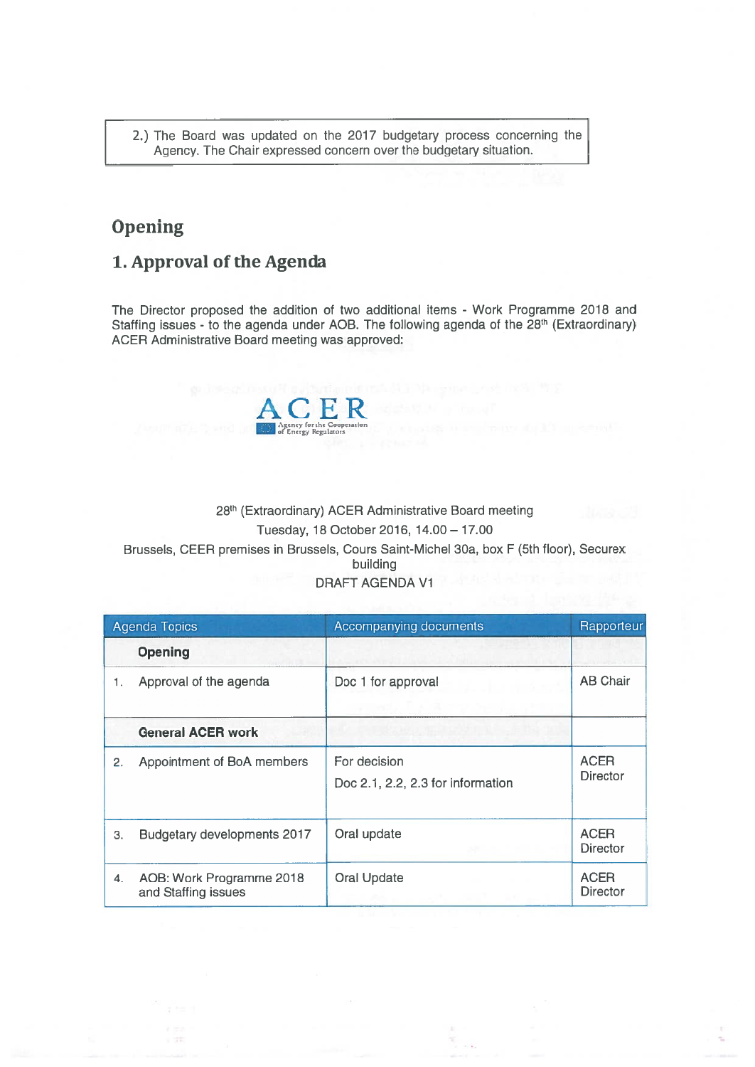2.) The Board was updated on the 2017 budgetary process concerning the Agency. The Chair expressed concern over the budgetary situation.

## Opening

## 1. Approval of the Agenda

The Director proposed the addition of two additional items - Work Programme 2018 and Staffing issues - to the agenda under AOB. The following agenda of the 28th (Extraordinary) ACER Administrative Board meeting was approved:

ACER
Agency for the Cooperation of Energy Regulators

28th (Extraordinary) ACER Administrative Board meeting
Tuesday, 18 October 2016, 14.00 – 17.00
Brussels, CEER premises in Brussels, Cours Saint-Michel 30a, box F (5th floor), Securex building
DRAFT AGENDA V1

| Agenda Topics | Accompanying documents | Rapporteur |
| --- | --- | --- |
| **Opening** | | |
| 1. Approval of the agenda | Doc 1 for approval | AB Chair |
| **General ACER work** | | |
| 2. Appointment of BoA members | For decision<br>Doc 2.1, 2.2, 2.3 for information | ACER Director |
| 3. Budgetary developments 2017 | Oral update | ACER Director |
| 4. AOB: Work Programme 2018 and Staffing issues | Oral Update | ACER Director |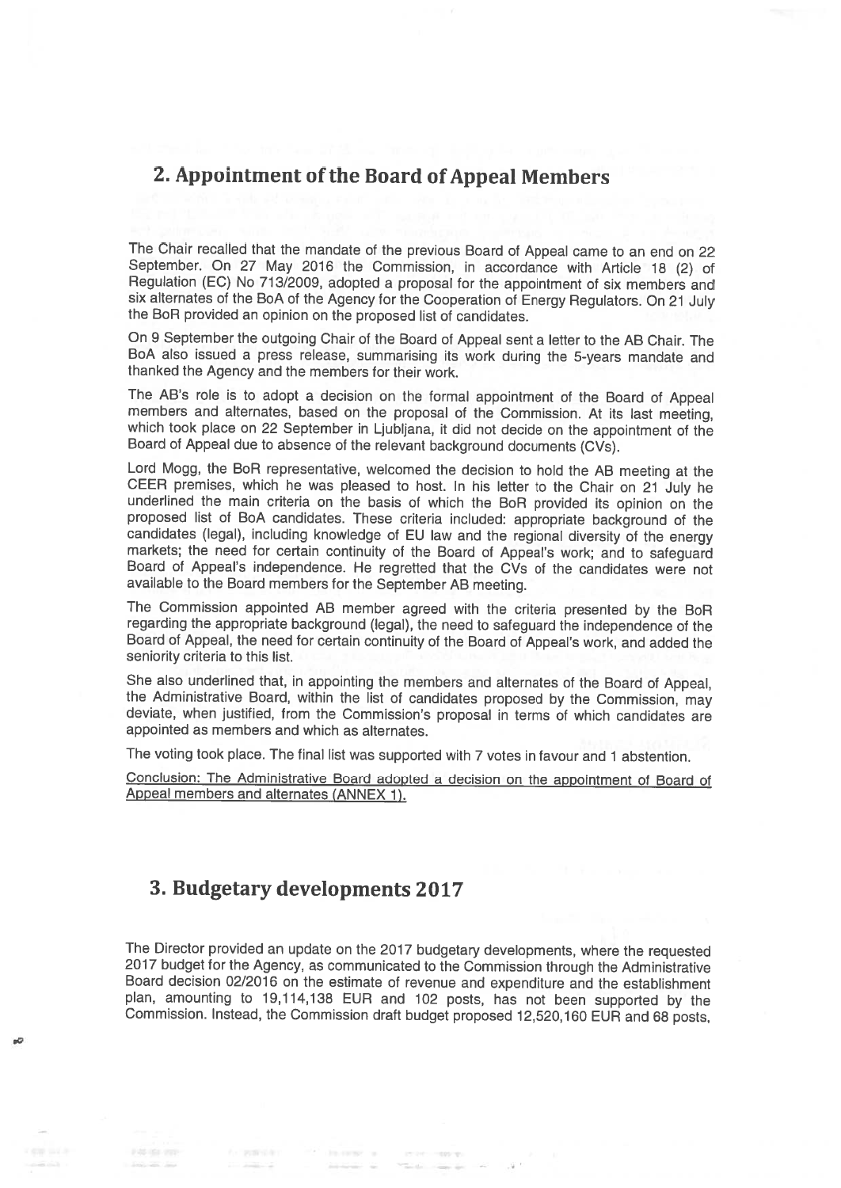## 2. Appointment of the Board of Appeal Members

The Chair recalled that the mandate of the previous Board of Appeal came to an end on 22 September. On 27 May 2016 the Commission, in accordance with Article 18 (2) of Regulation (EC) No 713/2009, adopted a proposal for the appointment of six members and six alternates of the BoA of the Agency for the Cooperation of Energy Regulators. On 21 July the BoR provided an opinion on the proposed list of candidates.

On 9 September the outgoing Chair of the Board of Appeal sent a letter to the AB Chair. The BoA also issued a press release, summarising its work during the 5-years mandate and thanked the Agency and the members for their work.

The AB's role is to adopt a decision on the formal appointment of the Board of Appeal members and alternates, based on the proposal of the Commission. At its last meeting, which took place on 22 September in Ljubljana, it did not decide on the appointment of the Board of Appeal due to absence of the relevant background documents (CVs).

Lord Mogg, the BoR representative, welcomed the decision to hold the AB meeting at the CEER premises, which he was pleased to host. In his letter to the Chair on 21 July he underlined the main criteria on the basis of which the BoR provided its opinion on the proposed list of BoA candidates. These criteria included: appropriate background of the candidates (legal), including knowledge of EU law and the regional diversity of the energy markets; the need for certain continuity of the Board of Appeal's work; and to safeguard Board of Appeal's independence. He regretted that the CVs of the candidates were not available to the Board members for the September AB meeting.

The Commission appointed AB member agreed with the criteria presented by the BoR regarding the appropriate background (legal), the need to safeguard the independence of the Board of Appeal, the need for certain continuity of the Board of Appeal's work, and added the seniority criteria to this list.

She also underlined that, in appointing the members and alternates of the Board of Appeal, the Administrative Board, within the list of candidates proposed by the Commission, may deviate, when justified, from the Commission's proposal in terms of which candidates are appointed as members and which as alternates.

The voting took place. The final list was supported with 7 votes in favour and 1 abstention.

Conclusion: The Administrative Board adopted a decision on the appointment of Board of Appeal members and alternates (ANNEX 1).

## 3. Budgetary developments 2017

The Director provided an update on the 2017 budgetary developments, where the requested 2017 budget for the Agency, as communicated to the Commission through the Administrative Board decision 02/2016 on the estimate of revenue and expenditure and the establishment plan, amounting to 19,114,138 EUR and 102 posts, has not been supported by the Commission. Instead, the Commission draft budget proposed 12,520,160 EUR and 68 posts,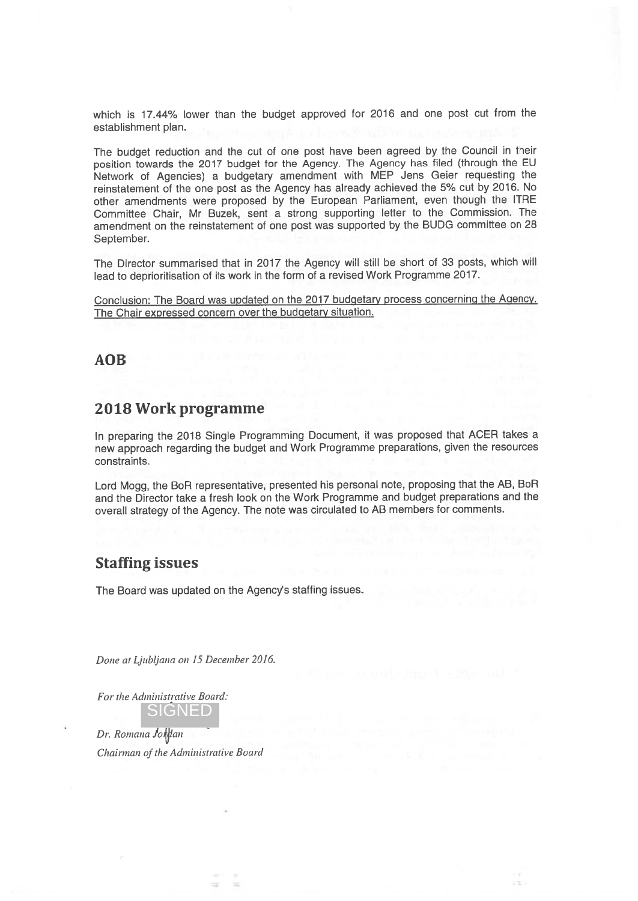which is 17.44% lower than the budget approved for 2016 and one post cut from the establishment plan.

The budget reduction and the cut of one post have been agreed by the Council in their position towards the 2017 budget for the Agency. The Agency has filed (through the EU Network of Agencies) a budgetary amendment with MEP Jens Geier requesting the reinstatement of the one post as the Agency has already achieved the 5% cut by 2016. No other amendments were proposed by the European Parliament, even though the ITRE Committee Chair, Mr Buzek, sent a strong supporting letter to the Commission. The amendment on the reinstatement of one post was supported by the BUDG committee on 28 September.

The Director summarised that in 2017 the Agency will still be short of 33 posts, which will lead to deprioritisation of its work in the form of a revised Work Programme 2017.

<u>Conclusion: The Board was updated on the 2017 budgetary process concerning the Agency. The Chair expressed concern over the budgetary situation.</u>

## AOB

## 2018 Work programme

In preparing the 2018 Single Programming Document, it was proposed that ACER takes a new approach regarding the budget and Work Programme preparations, given the resources constraints.

Lord Mogg, the BoR representative, presented his personal note, proposing that the AB, BoR and the Director take a fresh look on the Work Programme and budget preparations and the overall strategy of the Agency. The note was circulated to AB members for comments.

## Staffing issues

The Board was updated on the Agency's staffing issues.

*Done at Ljubljana on 15 December 2016.*

*For the Administrative Board:*

SIGNED

*Dr. Romana Jordan*

*Chairman of the Administrative Board*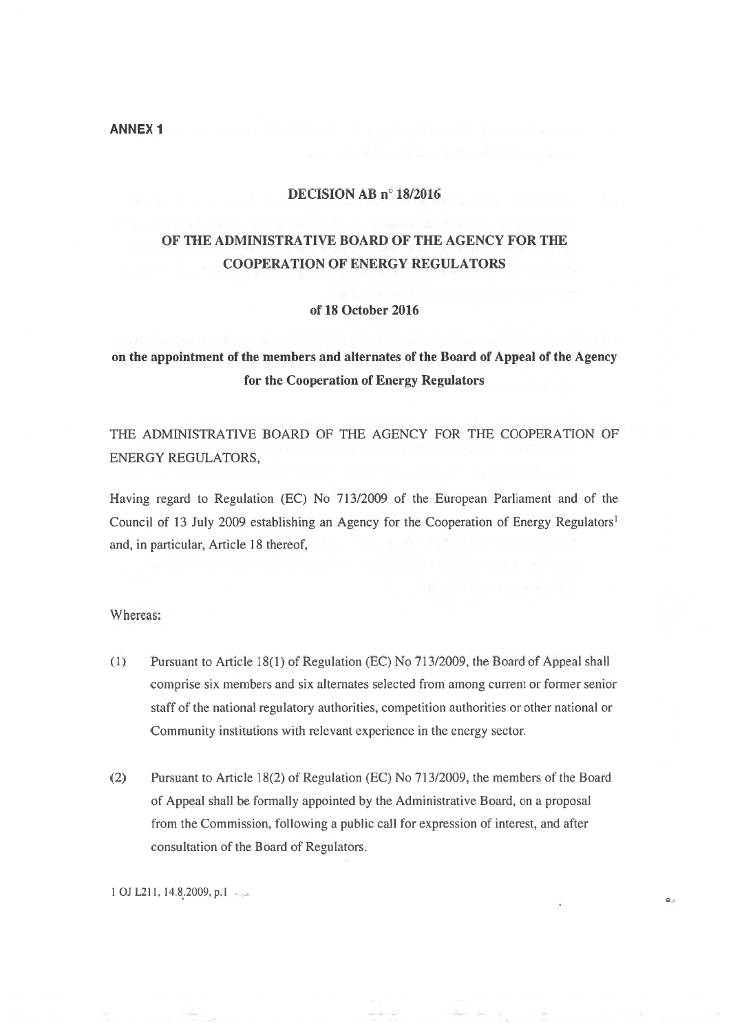**ANNEX 1**

**DECISION AB n° 18/2016**

**OF THE ADMINISTRATIVE BOARD OF THE AGENCY FOR THE COOPERATION OF ENERGY REGULATORS**

**of 18 October 2016**

**on the appointment of the members and alternates of the Board of Appeal of the Agency for the Cooperation of Energy Regulators**

THE ADMINISTRATIVE BOARD OF THE AGENCY FOR THE COOPERATION OF ENERGY REGULATORS,

Having regard to Regulation (EC) No 713/2009 of the European Parliament and of the Council of 13 July 2009 establishing an Agency for the Cooperation of Energy Regulators[1] and, in particular, Article 18 thereof,

Whereas:

(1) Pursuant to Article 18(1) of Regulation (EC) No 713/2009, the Board of Appeal shall comprise six members and six alternates selected from among current or former senior staff of the national regulatory authorities, competition authorities or other national or Community institutions with relevant experience in the energy sector.

(2) Pursuant to Article 18(2) of Regulation (EC) No 713/2009, the members of the Board of Appeal shall be formally appointed by the Administrative Board, on a proposal from the Commission, following a public call for expression of interest, and after consultation of the Board of Regulators.

1 OJ L211, 14.8.2009, p.1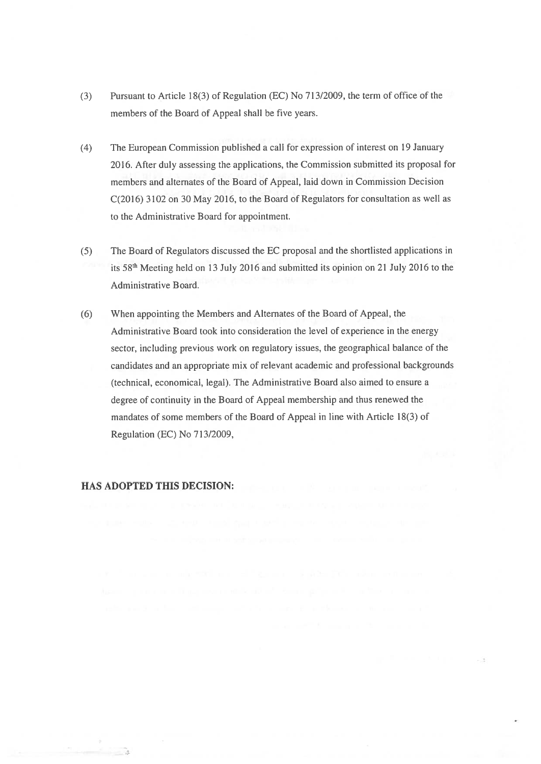(3) Pursuant to Article 18(3) of Regulation (EC) No 713/2009, the term of office of the members of the Board of Appeal shall be five years.

(4) The European Commission published a call for expression of interest on 19 January 2016. After duly assessing the applications, the Commission submitted its proposal for members and alternates of the Board of Appeal, laid down in Commission Decision C(2016) 3102 on 30 May 2016, to the Board of Regulators for consultation as well as to the Administrative Board for appointment.

(5) The Board of Regulators discussed the EC proposal and the shortlisted applications in its 58th Meeting held on 13 July 2016 and submitted its opinion on 21 July 2016 to the Administrative Board.

(6) When appointing the Members and Alternates of the Board of Appeal, the Administrative Board took into consideration the level of experience in the energy sector, including previous work on regulatory issues, the geographical balance of the candidates and an appropriate mix of relevant academic and professional backgrounds (technical, economical, legal). The Administrative Board also aimed to ensure a degree of continuity in the Board of Appeal membership and thus renewed the mandates of some members of the Board of Appeal in line with Article 18(3) of Regulation (EC) No 713/2009,

**HAS ADOPTED THIS DECISION:**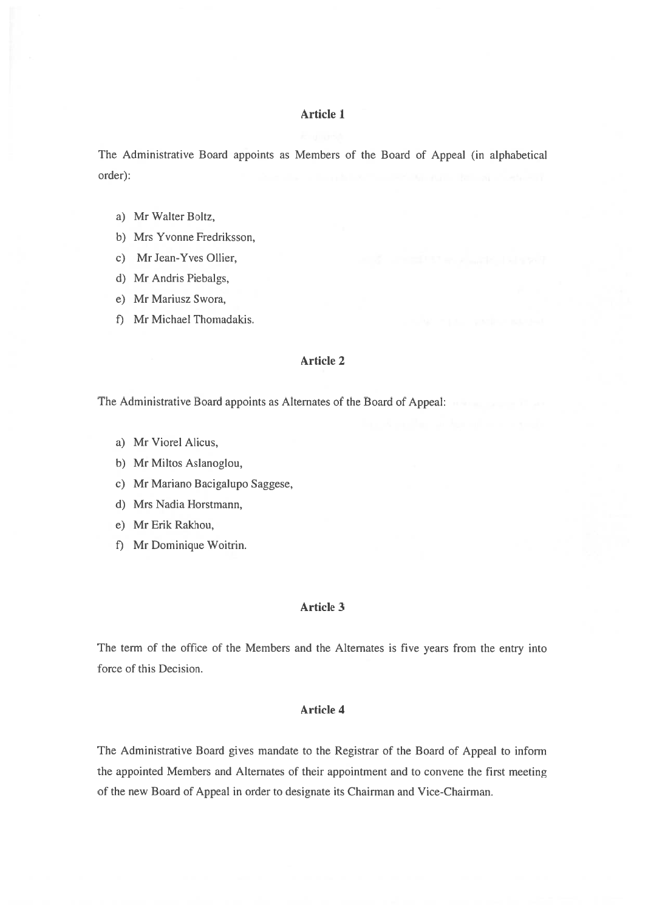### Article 1

The Administrative Board appoints as Members of the Board of Appeal (in alphabetical order):

a) Mr Walter Boltz,
b) Mrs Yvonne Fredriksson,
c) Mr Jean-Yves Ollier,
d) Mr Andris Piebalgs,
e) Mr Mariusz Swora,
f) Mr Michael Thomadakis.

### Article 2

The Administrative Board appoints as Alternates of the Board of Appeal:

a) Mr Viorel Alicus,
b) Mr Miltos Aslanoglou,
c) Mr Mariano Bacigalupo Saggese,
d) Mrs Nadia Horstmann,
e) Mr Erik Rakhou,
f) Mr Dominique Woitrin.

### Article 3

The term of the office of the Members and the Alternates is five years from the entry into force of this Decision.

### Article 4

The Administrative Board gives mandate to the Registrar of the Board of Appeal to inform the appointed Members and Alternates of their appointment and to convene the first meeting of the new Board of Appeal in order to designate its Chairman and Vice-Chairman.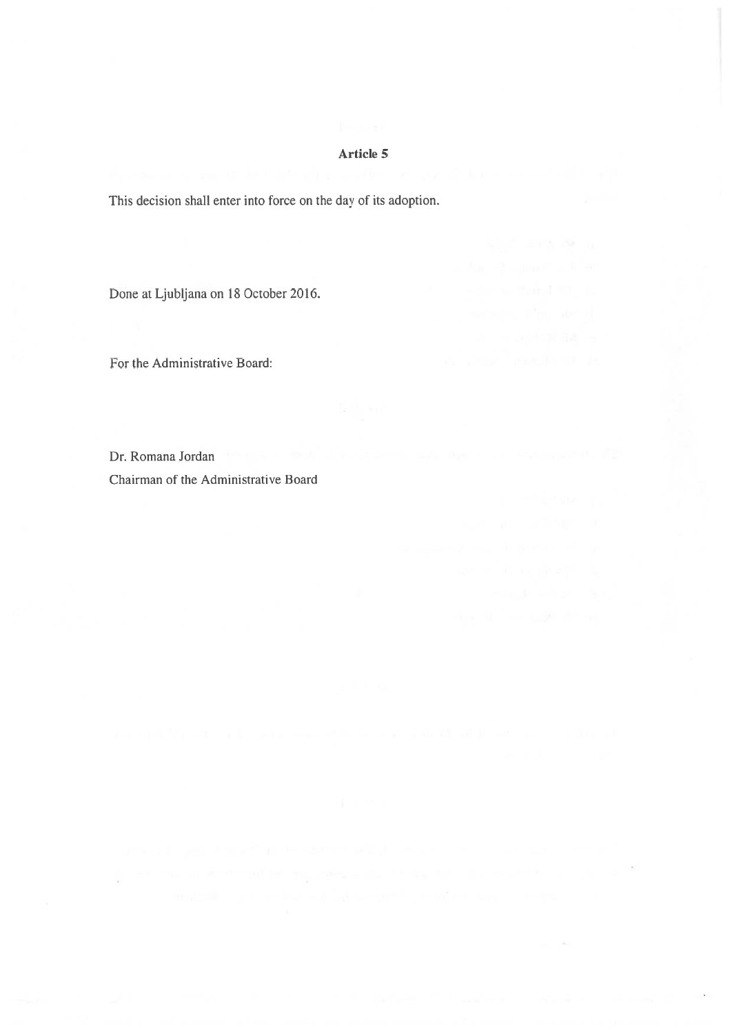**Article 5**

This decision shall enter into force on the day of its adoption.

Done at Ljubljana on 18 October 2016.

For the Administrative Board:

Dr. Romana Jordan

Chairman of the Administrative Board